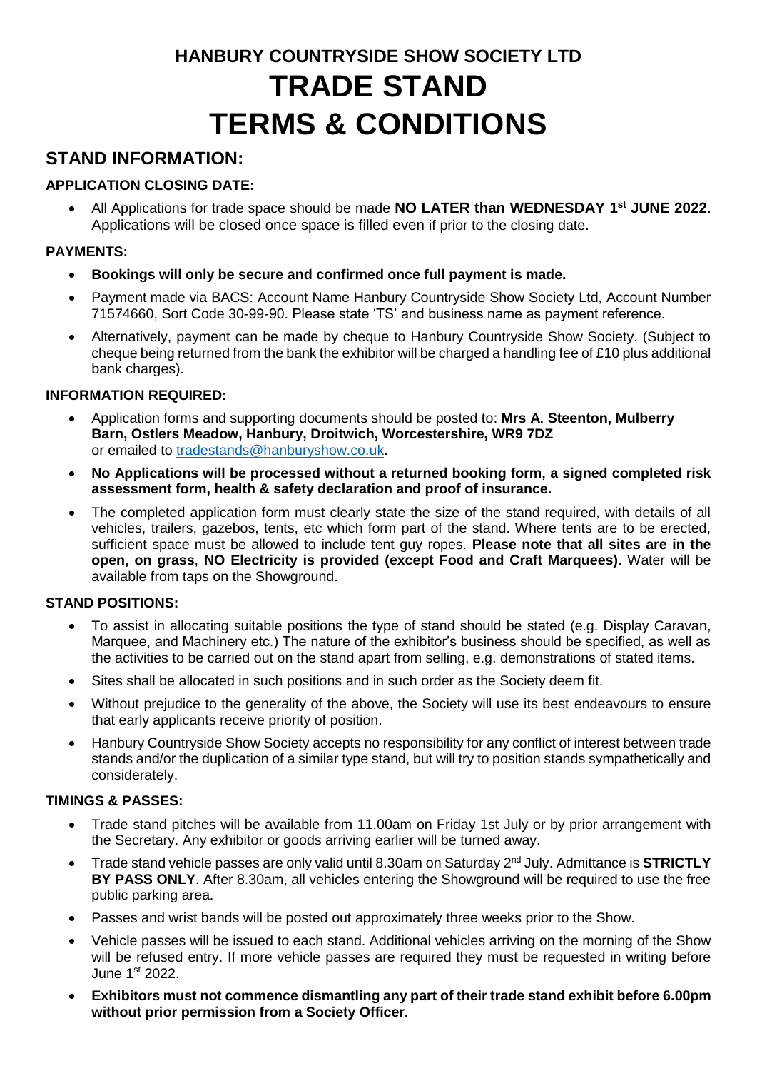# HANBURY COUNTRYSIDE SHOW SOCIETY LTD

# TRADE STAND TERMS & CONDITIONS

## STAND INFORMATION:

### APPLICATION CLOSING DATE:

- All Applications for trade space should be made **NO LATER than WEDNESDAY 1st JUNE 2022.** Applications will be closed once space is filled even if prior to the closing date.

### PAYMENTS:

- **Bookings will only be secure and confirmed once full payment is made.**
- Payment made via BACS: Account Name Hanbury Countryside Show Society Ltd, Account Number 71574660, Sort Code 30-99-90. Please state 'TS' and business name as payment reference.
- Alternatively, payment can be made by cheque to Hanbury Countryside Show Society. (Subject to cheque being returned from the bank the exhibitor will be charged a handling fee of £10 plus additional bank charges).

### INFORMATION REQUIRED:

- Application forms and supporting documents should be posted to: **Mrs A. Steenton, Mulberry Barn, Ostlers Meadow, Hanbury, Droitwich, Worcestershire, WR9 7DZ** or emailed to tradestands@hanburyshow.co.uk.
- **No Applications will be processed without a returned booking form, a signed completed risk assessment form, health & safety declaration and proof of insurance.**
- The completed application form must clearly state the size of the stand required, with details of all vehicles, trailers, gazebos, tents, etc which form part of the stand. Where tents are to be erected, sufficient space must be allowed to include tent guy ropes. **Please note that all sites are in the open, on grass**, **NO Electricity is provided (except Food and Craft Marquees)**. Water will be available from taps on the Showground.

### STAND POSITIONS:

- To assist in allocating suitable positions the type of stand should be stated (e.g. Display Caravan, Marquee, and Machinery etc.) The nature of the exhibitor's business should be specified, as well as the activities to be carried out on the stand apart from selling, e.g. demonstrations of stated items.
- Sites shall be allocated in such positions and in such order as the Society deem fit.
- Without prejudice to the generality of the above, the Society will use its best endeavours to ensure that early applicants receive priority of position.
- Hanbury Countryside Show Society accepts no responsibility for any conflict of interest between trade stands and/or the duplication of a similar type stand, but will try to position stands sympathetically and considerately.

### TIMINGS & PASSES:

- Trade stand pitches will be available from 11.00am on Friday 1st July or by prior arrangement with the Secretary. Any exhibitor or goods arriving earlier will be turned away.
- Trade stand vehicle passes are only valid until 8.30am on Saturday 2nd July. Admittance is **STRICTLY BY PASS ONLY**. After 8.30am, all vehicles entering the Showground will be required to use the free public parking area.
- Passes and wrist bands will be posted out approximately three weeks prior to the Show.
- Vehicle passes will be issued to each stand. Additional vehicles arriving on the morning of the Show will be refused entry. If more vehicle passes are required they must be requested in writing before June 1st 2022.
- **Exhibitors must not commence dismantling any part of their trade stand exhibit before 6.00pm without prior permission from a Society Officer.**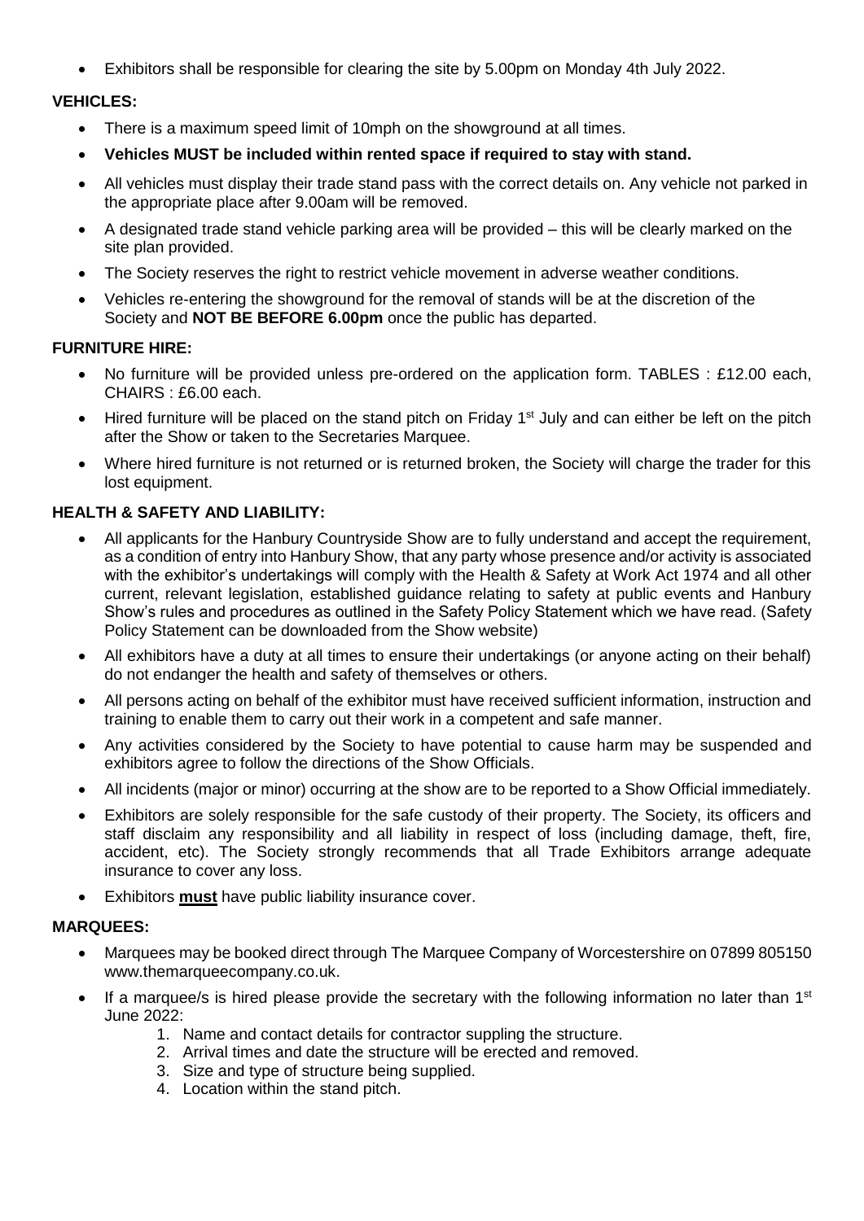- Exhibitors shall be responsible for clearing the site by 5.00pm on Monday 4th July 2022.

**VEHICLES:**

- There is a maximum speed limit of 10mph on the showground at all times.
- **Vehicles MUST be included within rented space if required to stay with stand.**
- All vehicles must display their trade stand pass with the correct details on. Any vehicle not parked in the appropriate place after 9.00am will be removed.
- A designated trade stand vehicle parking area will be provided – this will be clearly marked on the site plan provided.
- The Society reserves the right to restrict vehicle movement in adverse weather conditions.
- Vehicles re-entering the showground for the removal of stands will be at the discretion of the Society and **NOT BE BEFORE 6.00pm** once the public has departed.

**FURNITURE HIRE:**

- No furniture will be provided unless pre-ordered on the application form. TABLES : £12.00 each, CHAIRS : £6.00 each.
- Hired furniture will be placed on the stand pitch on Friday 1st July and can either be left on the pitch after the Show or taken to the Secretaries Marquee.
- Where hired furniture is not returned or is returned broken, the Society will charge the trader for this lost equipment.

**HEALTH & SAFETY AND LIABILITY:**

- All applicants for the Hanbury Countryside Show are to fully understand and accept the requirement, as a condition of entry into Hanbury Show, that any party whose presence and/or activity is associated with the exhibitor's undertakings will comply with the Health & Safety at Work Act 1974 and all other current, relevant legislation, established guidance relating to safety at public events and Hanbury Show's rules and procedures as outlined in the Safety Policy Statement which we have read. (Safety Policy Statement can be downloaded from the Show website)
- All exhibitors have a duty at all times to ensure their undertakings (or anyone acting on their behalf) do not endanger the health and safety of themselves or others.
- All persons acting on behalf of the exhibitor must have received sufficient information, instruction and training to enable them to carry out their work in a competent and safe manner.
- Any activities considered by the Society to have potential to cause harm may be suspended and exhibitors agree to follow the directions of the Show Officials.
- All incidents (major or minor) occurring at the show are to be reported to a Show Official immediately.
- Exhibitors are solely responsible for the safe custody of their property. The Society, its officers and staff disclaim any responsibility and all liability in respect of loss (including damage, theft, fire, accident, etc). The Society strongly recommends that all Trade Exhibitors arrange adequate insurance to cover any loss.
- Exhibitors **must** have public liability insurance cover.

**MARQUEES:**

- Marquees may be booked direct through The Marquee Company of Worcestershire on 07899 805150 www.themarqueecompany.co.uk.
- If a marquee/s is hired please provide the secretary with the following information no later than 1st June 2022:
    1. Name and contact details for contractor suppling the structure.
    2. Arrival times and date the structure will be erected and removed.
    3. Size and type of structure being supplied.
    4. Location within the stand pitch.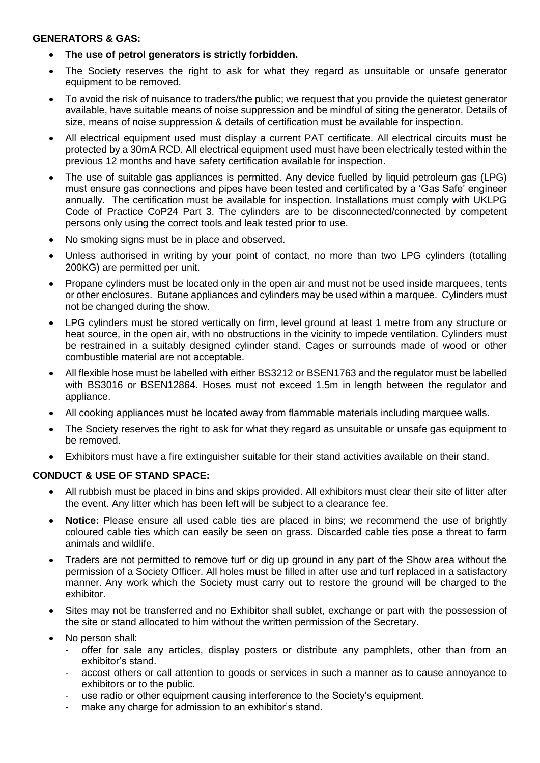**GENERATORS & GAS:**

- **The use of petrol generators is strictly forbidden.**
- The Society reserves the right to ask for what they regard as unsuitable or unsafe generator equipment to be removed.
- To avoid the risk of nuisance to traders/the public; we request that you provide the quietest generator available, have suitable means of noise suppression and be mindful of siting the generator. Details of size, means of noise suppression & details of certification must be available for inspection.
- All electrical equipment used must display a current PAT certificate. All electrical circuits must be protected by a 30mA RCD. All electrical equipment used must have been electrically tested within the previous 12 months and have safety certification available for inspection.
- The use of suitable gas appliances is permitted. Any device fuelled by liquid petroleum gas (LPG) must ensure gas connections and pipes have been tested and certificated by a 'Gas Safe' engineer annually. The certification must be available for inspection. Installations must comply with UKLPG Code of Practice CoP24 Part 3. The cylinders are to be disconnected/connected by competent persons only using the correct tools and leak tested prior to use.
- No smoking signs must be in place and observed.
- Unless authorised in writing by your point of contact, no more than two LPG cylinders (totalling 200KG) are permitted per unit.
- Propane cylinders must be located only in the open air and must not be used inside marquees, tents or other enclosures. Butane appliances and cylinders may be used within a marquee. Cylinders must not be changed during the show.
- LPG cylinders must be stored vertically on firm, level ground at least 1 metre from any structure or heat source, in the open air, with no obstructions in the vicinity to impede ventilation. Cylinders must be restrained in a suitably designed cylinder stand. Cages or surrounds made of wood or other combustible material are not acceptable.
- All flexible hose must be labelled with either BS3212 or BSEN1763 and the regulator must be labelled with BS3016 or BSEN12864. Hoses must not exceed 1.5m in length between the regulator and appliance.
- All cooking appliances must be located away from flammable materials including marquee walls.
- The Society reserves the right to ask for what they regard as unsuitable or unsafe gas equipment to be removed.
- Exhibitors must have a fire extinguisher suitable for their stand activities available on their stand.

**CONDUCT & USE OF STAND SPACE:**

- All rubbish must be placed in bins and skips provided. All exhibitors must clear their site of litter after the event. Any litter which has been left will be subject to a clearance fee.
- **Notice:** Please ensure all used cable ties are placed in bins; we recommend the use of brightly coloured cable ties which can easily be seen on grass. Discarded cable ties pose a threat to farm animals and wildlife.
- Traders are not permitted to remove turf or dig up ground in any part of the Show area without the permission of a Society Officer. All holes must be filled in after use and turf replaced in a satisfactory manner. Any work which the Society must carry out to restore the ground will be charged to the exhibitor.
- Sites may not be transferred and no Exhibitor shall sublet, exchange or part with the possession of the site or stand allocated to him without the written permission of the Secretary.
- No person shall:
  - offer for sale any articles, display posters or distribute any pamphlets, other than from an exhibitor's stand.
  - accost others or call attention to goods or services in such a manner as to cause annoyance to exhibitors or to the public.
  - use radio or other equipment causing interference to the Society's equipment.
  - make any charge for admission to an exhibitor's stand.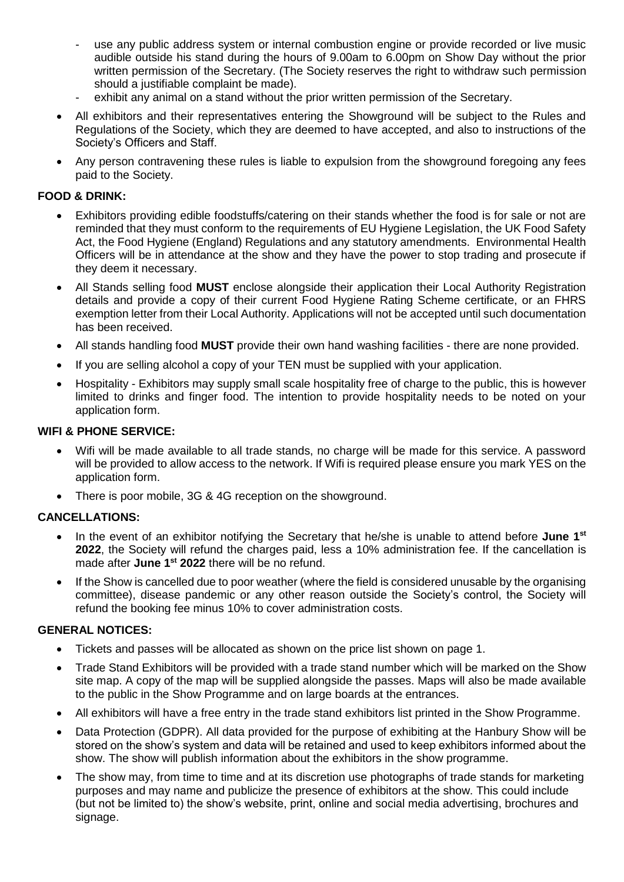- use any public address system or internal combustion engine or provide recorded or live music audible outside his stand during the hours of 9.00am to 6.00pm on Show Day without the prior written permission of the Secretary. (The Society reserves the right to withdraw such permission should a justifiable complaint be made).
  - exhibit any animal on a stand without the prior written permission of the Secretary.
- All exhibitors and their representatives entering the Showground will be subject to the Rules and Regulations of the Society, which they are deemed to have accepted, and also to instructions of the Society's Officers and Staff.
- Any person contravening these rules is liable to expulsion from the showground foregoing any fees paid to the Society.

**FOOD & DRINK:**

- Exhibitors providing edible foodstuffs/catering on their stands whether the food is for sale or not are reminded that they must conform to the requirements of EU Hygiene Legislation, the UK Food Safety Act, the Food Hygiene (England) Regulations and any statutory amendments. Environmental Health Officers will be in attendance at the show and they have the power to stop trading and prosecute if they deem it necessary.
- All Stands selling food **MUST** enclose alongside their application their Local Authority Registration details and provide a copy of their current Food Hygiene Rating Scheme certificate, or an FHRS exemption letter from their Local Authority. Applications will not be accepted until such documentation has been received.
- All stands handling food **MUST** provide their own hand washing facilities - there are none provided.
- If you are selling alcohol a copy of your TEN must be supplied with your application.
- Hospitality - Exhibitors may supply small scale hospitality free of charge to the public, this is however limited to drinks and finger food. The intention to provide hospitality needs to be noted on your application form.

**WIFI & PHONE SERVICE:**

- Wifi will be made available to all trade stands, no charge will be made for this service. A password will be provided to allow access to the network. If Wifi is required please ensure you mark YES on the application form.
- There is poor mobile, 3G & 4G reception on the showground.

**CANCELLATIONS:**

- In the event of an exhibitor notifying the Secretary that he/she is unable to attend before **June 1st 2022**, the Society will refund the charges paid, less a 10% administration fee. If the cancellation is made after **June 1st 2022** there will be no refund.
- If the Show is cancelled due to poor weather (where the field is considered unusable by the organising committee), disease pandemic or any other reason outside the Society's control, the Society will refund the booking fee minus 10% to cover administration costs.

**GENERAL NOTICES:**

- Tickets and passes will be allocated as shown on the price list shown on page 1.
- Trade Stand Exhibitors will be provided with a trade stand number which will be marked on the Show site map. A copy of the map will be supplied alongside the passes. Maps will also be made available to the public in the Show Programme and on large boards at the entrances.
- All exhibitors will have a free entry in the trade stand exhibitors list printed in the Show Programme.
- Data Protection (GDPR). All data provided for the purpose of exhibiting at the Hanbury Show will be stored on the show's system and data will be retained and used to keep exhibitors informed about the show. The show will publish information about the exhibitors in the show programme.
- The show may, from time to time and at its discretion use photographs of trade stands for marketing purposes and may name and publicize the presence of exhibitors at the show. This could include (but not be limited to) the show's website, print, online and social media advertising, brochures and signage.